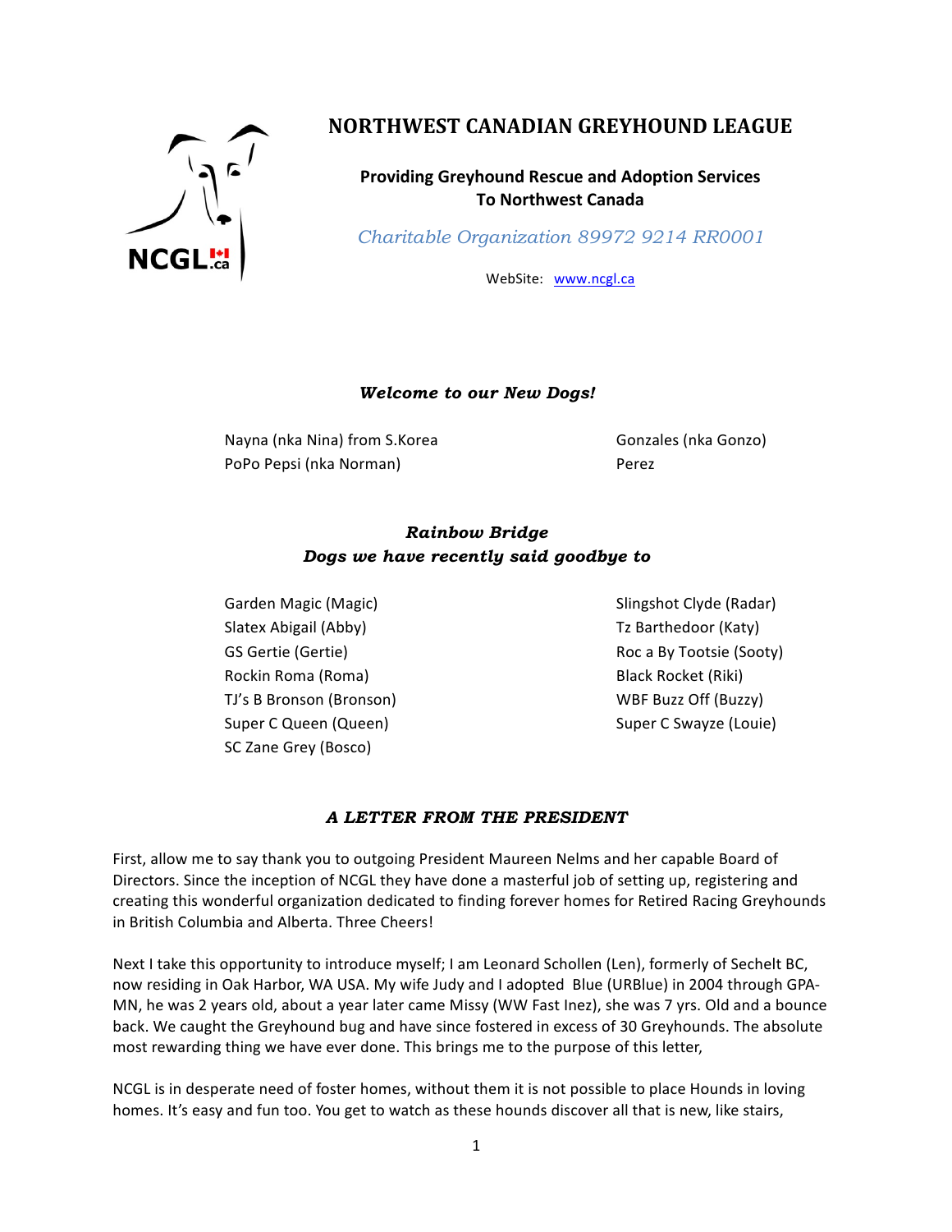# NORTHWEST CANADIAN GREYHOUND LEAGUE

**Providing Greyhound Rescue and Adoption Services To Northwest Canada**

*Charitable Organization 89972 9214 RR0001*

WebSite: [www.ncgl.ca](http://www.ncgl.ca)

## *Welcome to our New Dogs!*

Nayna (nka Nina) from S.Korea
PoPo Pepsi (nka Norman)
Gonzales (nka Gonzo)
Perez

## *Rainbow Bridge*
## *Dogs we have recently said goodbye to*

Garden Magic (Magic)
Slatex Abigail (Abby)
GS Gertie (Gertie)
Rockin Roma (Roma)
TJ's B Bronson (Bronson)
Super C Queen (Queen)
SC Zane Grey (Bosco)
Slingshot Clyde (Radar)
Tz Barthedoor (Katy)
Roc a By Tootsie (Sooty)
Black Rocket (Riki)
WBF Buzz Off (Buzzy)
Super C Swayze (Louie)

## *A LETTER FROM THE PRESIDENT*

First, allow me to say thank you to outgoing President Maureen Nelms and her capable Board of Directors. Since the inception of NCGL they have done a masterful job of setting up, registering and creating this wonderful organization dedicated to finding forever homes for Retired Racing Greyhounds in British Columbia and Alberta. Three Cheers!

Next I take this opportunity to introduce myself; I am Leonard Schollen (Len), formerly of Sechelt BC, now residing in Oak Harbor, WA USA. My wife Judy and I adopted Blue (URBlue) in 2004 through GPA-MN, he was 2 years old, about a year later came Missy (WW Fast Inez), she was 7 yrs. Old and a bounce back. We caught the Greyhound bug and have since fostered in excess of 30 Greyhounds. The absolute most rewarding thing we have ever done. This brings me to the purpose of this letter,

NCGL is in desperate need of foster homes, without them it is not possible to place Hounds in loving homes. It's easy and fun too. You get to watch as these hounds discover all that is new, like stairs,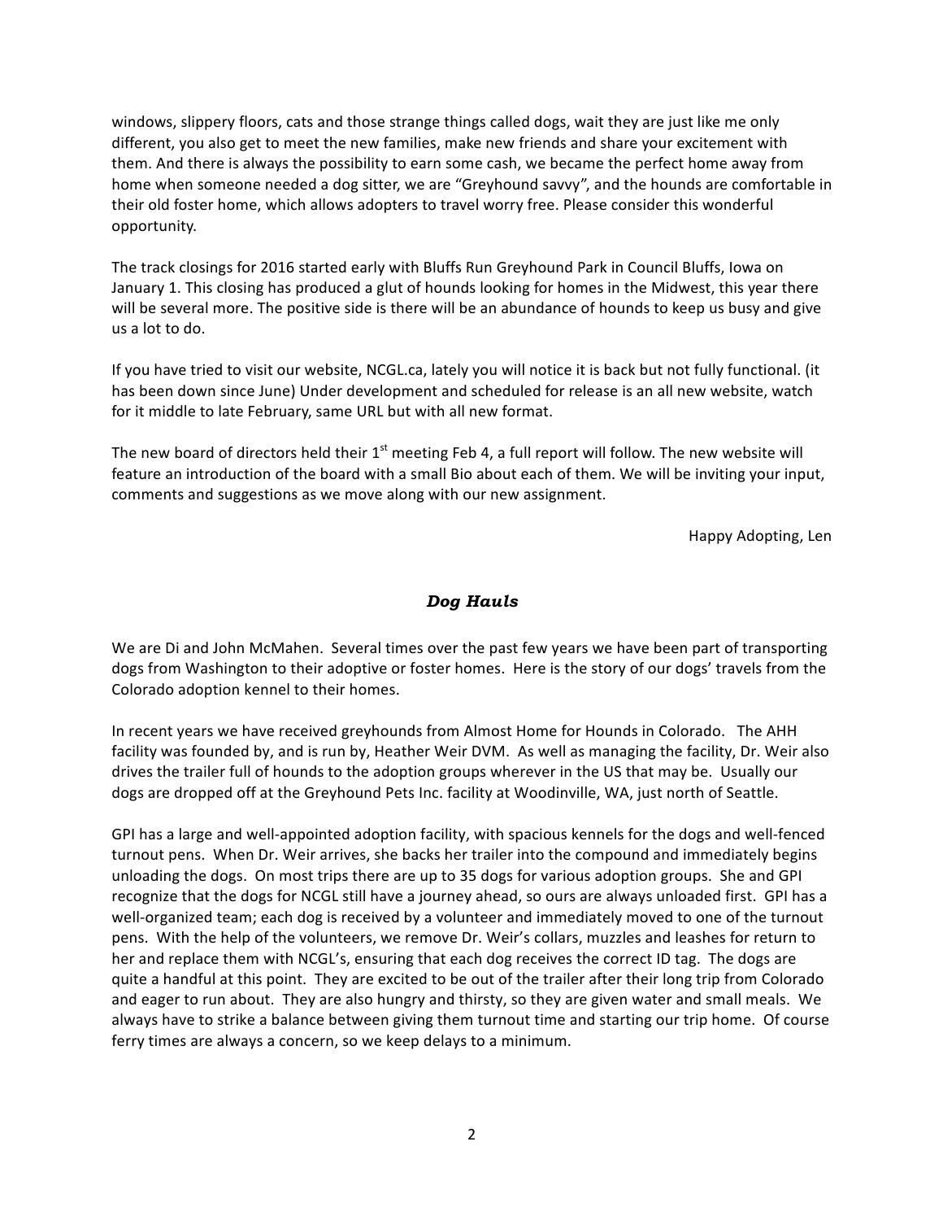windows, slippery floors, cats and those strange things called dogs, wait they are just like me only different, you also get to meet the new families, make new friends and share your excitement with them. And there is always the possibility to earn some cash, we became the perfect home away from home when someone needed a dog sitter, we are "Greyhound savvy", and the hounds are comfortable in their old foster home, which allows adopters to travel worry free. Please consider this wonderful opportunity.

The track closings for 2016 started early with Bluffs Run Greyhound Park in Council Bluffs, Iowa on January 1. This closing has produced a glut of hounds looking for homes in the Midwest, this year there will be several more. The positive side is there will be an abundance of hounds to keep us busy and give us a lot to do.

If you have tried to visit our website, NCGL.ca, lately you will notice it is back but not fully functional. (it has been down since June) Under development and scheduled for release is an all new website, watch for it middle to late February, same URL but with all new format.

The new board of directors held their 1st meeting Feb 4, a full report will follow. The new website will feature an introduction of the board with a small Bio about each of them. We will be inviting your input, comments and suggestions as we move along with our new assignment.

Happy Adopting, Len

### *Dog Hauls*

We are Di and John McMahen. Several times over the past few years we have been part of transporting dogs from Washington to their adoptive or foster homes. Here is the story of our dogs' travels from the Colorado adoption kennel to their homes.

In recent years we have received greyhounds from Almost Home for Hounds in Colorado. The AHH facility was founded by, and is run by, Heather Weir DVM. As well as managing the facility, Dr. Weir also drives the trailer full of hounds to the adoption groups wherever in the US that may be. Usually our dogs are dropped off at the Greyhound Pets Inc. facility at Woodinville, WA, just north of Seattle.

GPI has a large and well-appointed adoption facility, with spacious kennels for the dogs and well-fenced turnout pens. When Dr. Weir arrives, she backs her trailer into the compound and immediately begins unloading the dogs. On most trips there are up to 35 dogs for various adoption groups. She and GPI recognize that the dogs for NCGL still have a journey ahead, so ours are always unloaded first. GPI has a well-organized team; each dog is received by a volunteer and immediately moved to one of the turnout pens. With the help of the volunteers, we remove Dr. Weir's collars, muzzles and leashes for return to her and replace them with NCGL's, ensuring that each dog receives the correct ID tag. The dogs are quite a handful at this point. They are excited to be out of the trailer after their long trip from Colorado and eager to run about. They are also hungry and thirsty, so they are given water and small meals. We always have to strike a balance between giving them turnout time and starting our trip home. Of course ferry times are always a concern, so we keep delays to a minimum.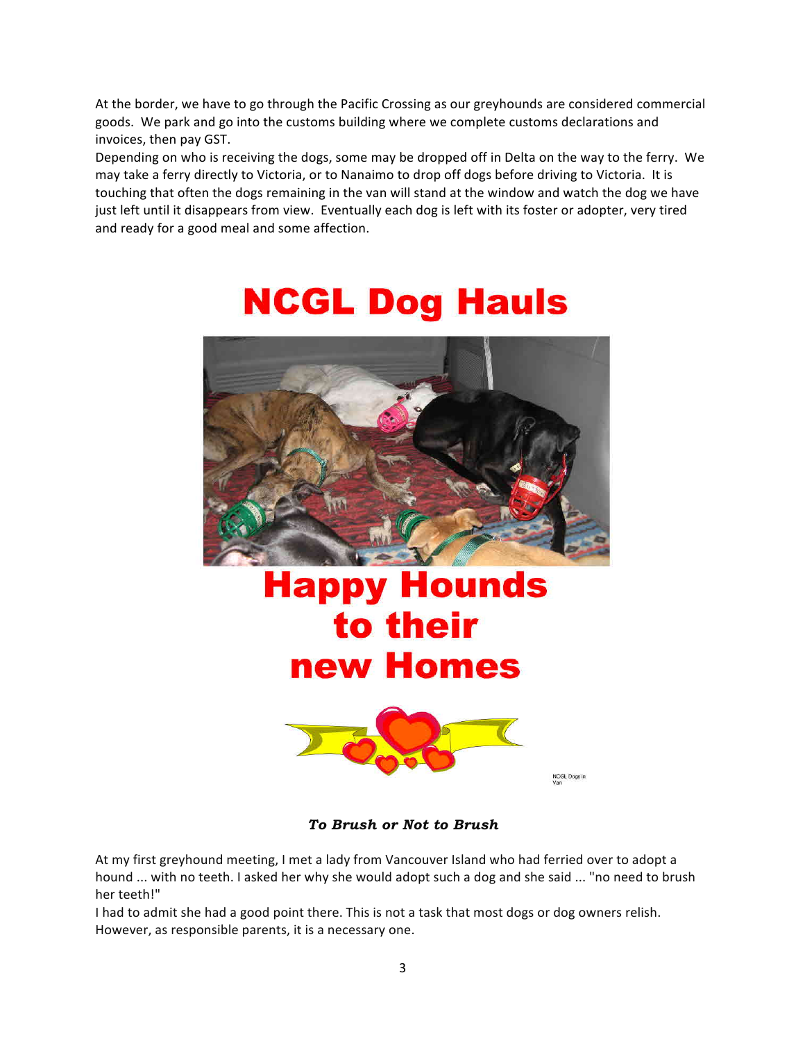At the border, we have to go through the Pacific Crossing as our greyhounds are considered commercial goods. We park and go into the customs building where we complete customs declarations and invoices, then pay GST.

Depending on who is receiving the dogs, some may be dropped off in Delta on the way to the ferry. We may take a ferry directly to Victoria, or to Nanaimo to drop off dogs before driving to Victoria. It is touching that often the dogs remaining in the van will stand at the window and watch the dog we have just left until it disappears from view. Eventually each dog is left with its foster or adopter, very tired and ready for a good meal and some affection.

# NCGL Dog Hauls

# Happy Hounds to their new Homes

NCGL Dogs in Van

***To Brush or Not to Brush***

At my first greyhound meeting, I met a lady from Vancouver Island who had ferried over to adopt a hound ... with no teeth. I asked her why she would adopt such a dog and she said ... "no need to brush her teeth!"

I had to admit she had a good point there. This is not a task that most dogs or dog owners relish. However, as responsible parents, it is a necessary one.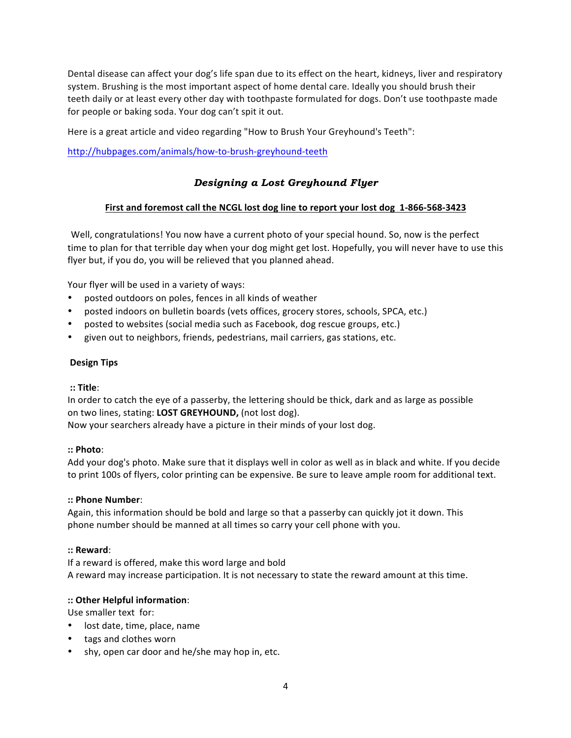Dental disease can affect your dog's life span due to its effect on the heart, kidneys, liver and respiratory system. Brushing is the most important aspect of home dental care. Ideally you should brush their teeth daily or at least every other day with toothpaste formulated for dogs. Don't use toothpaste made for people or baking soda. Your dog can't spit it out.

Here is a great article and video regarding "How to Brush Your Greyhound's Teeth":

http://hubpages.com/animals/how-to-brush-greyhound-teeth

## *Designing a Lost Greyhound Flyer*

**First and foremost call the NCGL lost dog line to report your lost dog 1-866-568-3423**

Well, congratulations! You now have a current photo of your special hound. So, now is the perfect time to plan for that terrible day when your dog might get lost. Hopefully, you will never have to use this flyer but, if you do, you will be relieved that you planned ahead.

Your flyer will be used in a variety of ways:

- posted outdoors on poles, fences in all kinds of weather
- posted indoors on bulletin boards (vets offices, grocery stores, schools, SPCA, etc.)
- posted to websites (social media such as Facebook, dog rescue groups, etc.)
- given out to neighbors, friends, pedestrians, mail carriers, gas stations, etc.

### Design Tips

**:: Title**:
In order to catch the eye of a passerby, the lettering should be thick, dark and as large as possible on two lines, stating: **LOST GREYHOUND,** (not lost dog).
Now your searchers already have a picture in their minds of your lost dog.

**:: Photo**:
Add your dog's photo. Make sure that it displays well in color as well as in black and white. If you decide to print 100s of flyers, color printing can be expensive. Be sure to leave ample room for additional text.

**:: Phone Number**:
Again, this information should be bold and large so that a passerby can quickly jot it down. This phone number should be manned at all times so carry your cell phone with you.

**:: Reward**:
If a reward is offered, make this word large and bold
A reward may increase participation. It is not necessary to state the reward amount at this time.

**:: Other Helpful information**:
Use smaller text for:

- lost date, time, place, name
- tags and clothes worn
- shy, open car door and he/she may hop in, etc.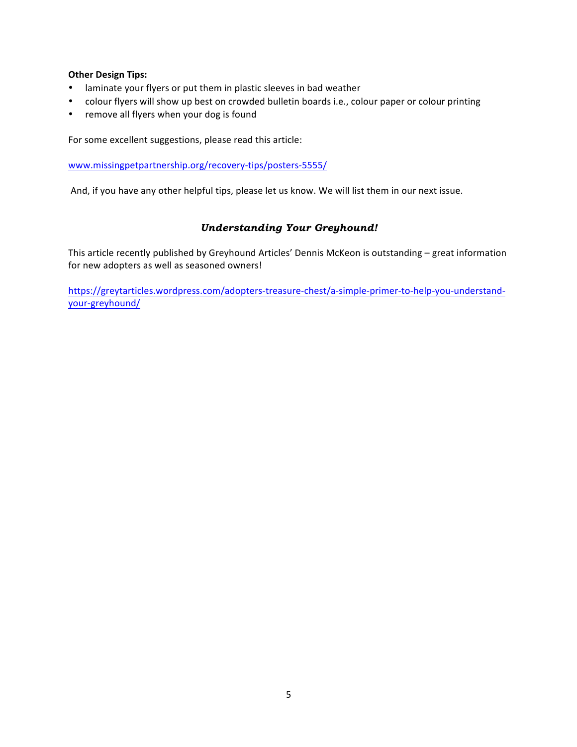**Other Design Tips:**

- laminate your flyers or put them in plastic sleeves in bad weather
- colour flyers will show up best on crowded bulletin boards i.e., colour paper or colour printing
- remove all flyers when your dog is found

For some excellent suggestions, please read this article:

www.missingpetpartnership.org/recovery-tips/posters-5555/

And, if you have any other helpful tips, please let us know. We will list them in our next issue.

## *Understanding Your Greyhound!*

This article recently published by Greyhound Articles' Dennis McKeon is outstanding – great information for new adopters as well as seasoned owners!

https://greytarticles.wordpress.com/adopters-treasure-chest/a-simple-primer-to-help-you-understand-your-greyhound/